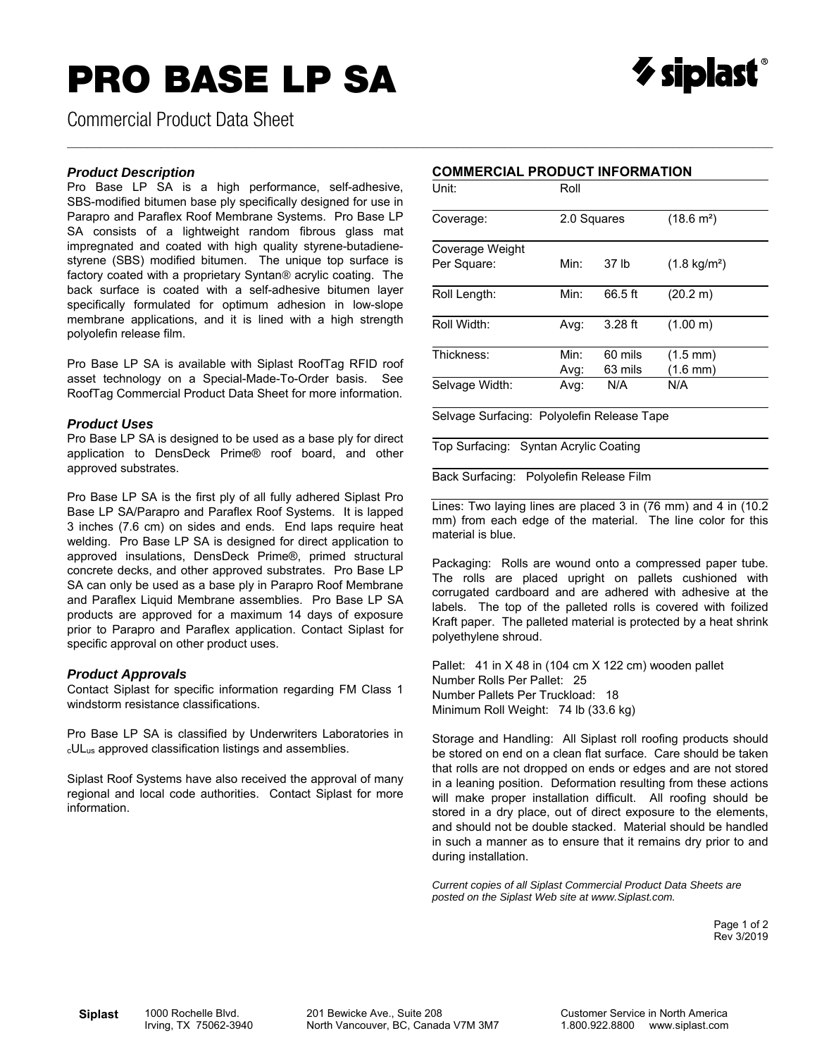# PRO BASE LP SA

Commercial Product Data Sheet

### *Product Description*

Pro Base LP SA is a high performance, self-adhesive, SBS-modified bitumen base ply specifically designed for use in Parapro and Paraflex Roof Membrane Systems. Pro Base LP SA consists of a lightweight random fibrous glass mat impregnated and coated with high quality styrene-butadiene-styrene (SBS) modified bitumen. The unique top surface is factory coated with a proprietary Syntan® acrylic coating. The back surface is coated with a self-adhesive bitumen layer specifically formulated for optimum adhesion in low-slope membrane applications, and it is lined with a high strength polyolefin release film.

Pro Base LP SA is available with Siplast RoofTag RFID roof asset technology on a Special-Made-To-Order basis. See RoofTag Commercial Product Data Sheet for more information.

### *Product Uses*

Pro Base LP SA is designed to be used as a base ply for direct application to DensDeck Prime® roof board, and other approved substrates.

Pro Base LP SA is the first ply of all fully adhered Siplast Pro Base LP SA/Parapro and Paraflex Roof Systems. It is lapped 3 inches (7.6 cm) on sides and ends. End laps require heat welding. Pro Base LP SA is designed for direct application to approved insulations, DensDeck Prime®, primed structural concrete decks, and other approved substrates. Pro Base LP SA can only be used as a base ply in Parapro Roof Membrane and Paraflex Liquid Membrane assemblies. Pro Base LP SA products are approved for a maximum 14 days of exposure prior to Parapro and Paraflex application. Contact Siplast for specific approval on other product uses.

### *Product Approvals*

Contact Siplast for specific information regarding FM Class 1 windstorm resistance classifications.

Pro Base LP SA is classified by Underwriters Laboratories in $_{c}$UL$_{us}$ approved classification listings and assemblies.

Siplast Roof Systems have also received the approval of many regional and local code authorities. Contact Siplast for more information.

### COMMERCIAL PRODUCT INFORMATION

| | | | |
|---|---|---|---|
| Unit: | Roll | | |
| Coverage: | 2.0 Squares | | (18.6 m²) |
| Coverage Weight Per Square: | Min: | 37 lb | (1.8 kg/m²) |
| Roll Length: | Min: | 66.5 ft | (20.2 m) |
| Roll Width: | Avg: | 3.28 ft | (1.00 m) |
| Thickness: | Min:<br>Avg: | 60 mils<br>63 mils | (1.5 mm)<br>(1.6 mm) |
| Selvage Width: | Avg: | N/A | N/A |

Selvage Surfacing: Polyolefin Release Tape

Top Surfacing: Syntan Acrylic Coating

Back Surfacing: Polyolefin Release Film

Lines: Two laying lines are placed 3 in (76 mm) and 4 in (10.2 mm) from each edge of the material. The line color for this material is blue.

Packaging: Rolls are wound onto a compressed paper tube. The rolls are placed upright on pallets cushioned with corrugated cardboard and are adhered with adhesive at the labels. The top of the palleted rolls is covered with foilized Kraft paper. The palleted material is protected by a heat shrink polyethylene shroud.

Pallet: 41 in X 48 in (104 cm X 122 cm) wooden pallet
Number Rolls Per Pallet: 25
Number Pallets Per Truckload: 18
Minimum Roll Weight: 74 lb (33.6 kg)

Storage and Handling: All Siplast roll roofing products should be stored on end on a clean flat surface. Care should be taken that rolls are not dropped on ends or edges and are not stored in a leaning position. Deformation resulting from these actions will make proper installation difficult. All roofing should be stored in a dry place, out of direct exposure to the elements, and should not be double stacked. Material should be handled in such a manner as to ensure that it remains dry prior to and during installation.

*Current copies of all Siplast Commercial Product Data Sheets are posted on the Siplast Web site at www.Siplast.com.*

Rev 3/2019

**Siplast** 1000 Rochelle Blvd. Irving, TX 75062-3940 | 201 Bewicke Ave., Suite 208 North Vancouver, BC, Canada V7M 3M7 | Customer Service in North America 1.800.922.8800 www.siplast.com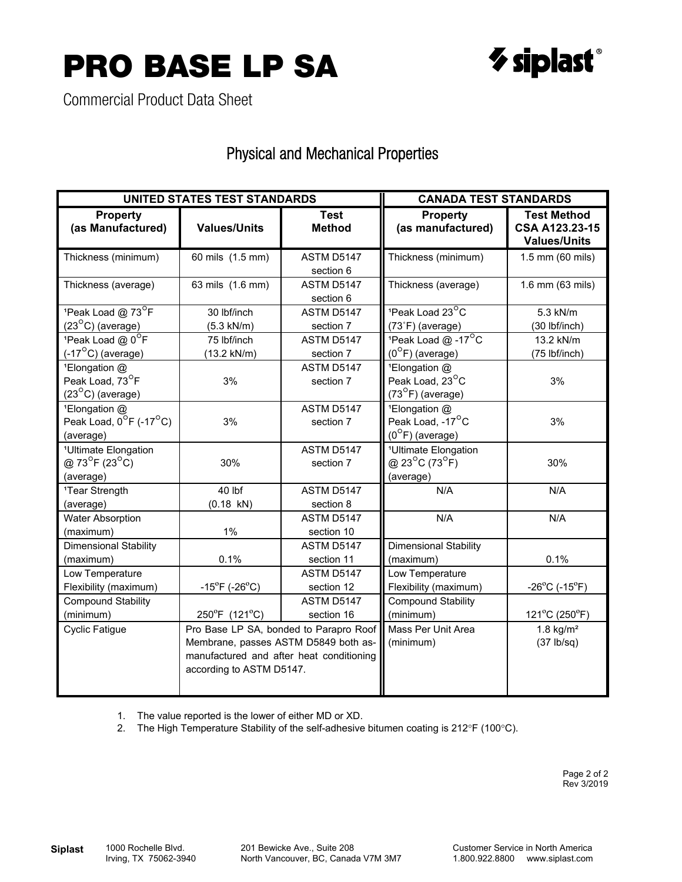# PRO BASE LP SA

Commercial Product Data Sheet

## Physical and Mechanical Properties

| UNITED STATES TEST STANDARDS | | | CANADA TEST STANDARDS | |
|---|---|---|---|---|
| **Property (as Manufactured)** | **Values/Units** | **Test Method** | **Property (as manufactured)** | **Test Method CSA A123.23-15 Values/Units** |
| Thickness (minimum) | 60 mils (1.5 mm) | ASTM D5147 section 6 | Thickness (minimum) | 1.5 mm (60 mils) |
| Thickness (average) | 63 mils (1.6 mm) | ASTM D5147 section 6 | Thickness (average) | 1.6 mm (63 mils) |
| [1]Peak Load @ 73°F (23°C) (average) | 30 lbf/inch (5.3 kN/m) | ASTM D5147 section 7 | [1]Peak Load 23°C (73°F) (average) | 5.3 kN/m (30 lbf/inch) |
| [1]Peak Load @ 0°F (-17°C) (average) | 75 lbf/inch (13.2 kN/m) | ASTM D5147 section 7 | [1]Peak Load @ -17°C (0°F) (average) | 13.2 kN/m (75 lbf/inch) |
| [1]Elongation @ Peak Load, 73°F (23°C) (average) | 3% | ASTM D5147 section 7 | [1]Elongation @ Peak Load, 23°C (73°F) (average) | 3% |
| [1]Elongation @ Peak Load, 0°F (-17°C) (average) | 3% | ASTM D5147 section 7 | [1]Elongation @ Peak Load, -17°C (0°F) (average) | 3% |
| [1]Ultimate Elongation @ 73°F (23°C) (average) | 30% | ASTM D5147 section 7 | [1]Ultimate Elongation @ 23°C (73°F) (average) | 30% |
| [1]Tear Strength (average) | 40 lbf (0.18 kN) | ASTM D5147 section 8 | N/A | N/A |
| Water Absorption (maximum) | 1% | ASTM D5147 section 10 | N/A | N/A |
| Dimensional Stability (maximum) | 0.1% | ASTM D5147 section 11 | Dimensional Stability (maximum) | 0.1% |
| Low Temperature Flexibility (maximum) | -15°F (-26°C) | ASTM D5147 section 12 | Low Temperature Flexibility (maximum) | -26°C (-15°F) |
| Compound Stability (minimum) | 250°F (121°C) | ASTM D5147 section 16 | Compound Stability (minimum) | 121°C (250°F) |
| Cyclic Fatigue | Pro Base LP SA, bonded to Parapro Roof Membrane, passes ASTM D5849 both as-manufactured and after heat conditioning according to ASTM D5147. | | Mass Per Unit Area (minimum) | 1.8 kg/m² (37 lb/sq) |

1. The value reported is the lower of either MD or XD.
2. The High Temperature Stability of the self-adhesive bitumen coating is 212°F (100°C).

Rev 3/2019

**Siplast** 1000 Rochelle Blvd. Irving, TX 75062-3940 | 201 Bewicke Ave., Suite 208 North Vancouver, BC, Canada V7M 3M7 | Customer Service in North America 1.800.922.8800 www.siplast.com